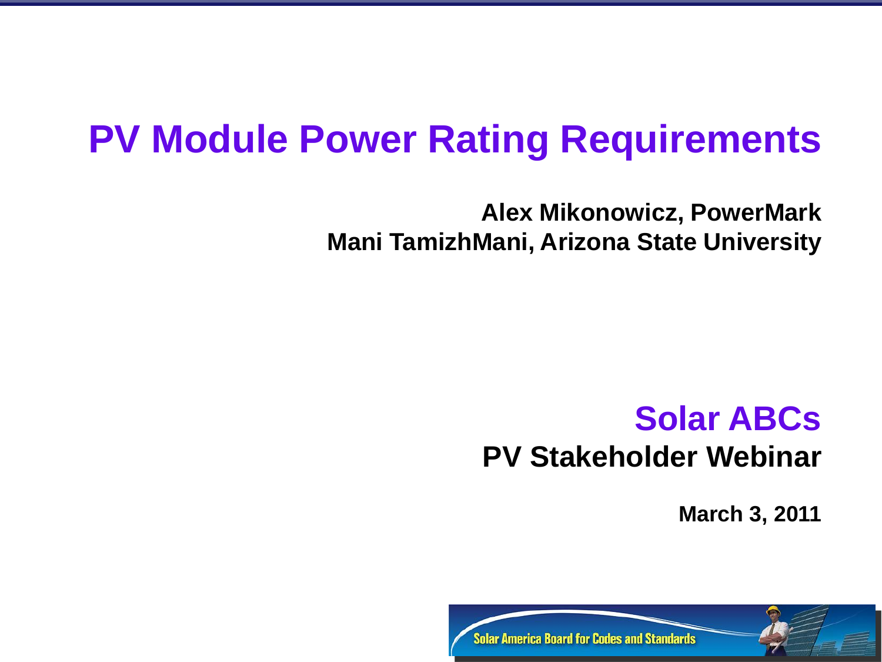# PV Module Power Rating Requirements

**Alex Mikonowicz, PowerMark**
**Mani TamizhMani, Arizona State University**

## Solar ABCs

**PV Stakeholder Webinar**

**March 3, 2011**

Solar America Board for Codes and Standards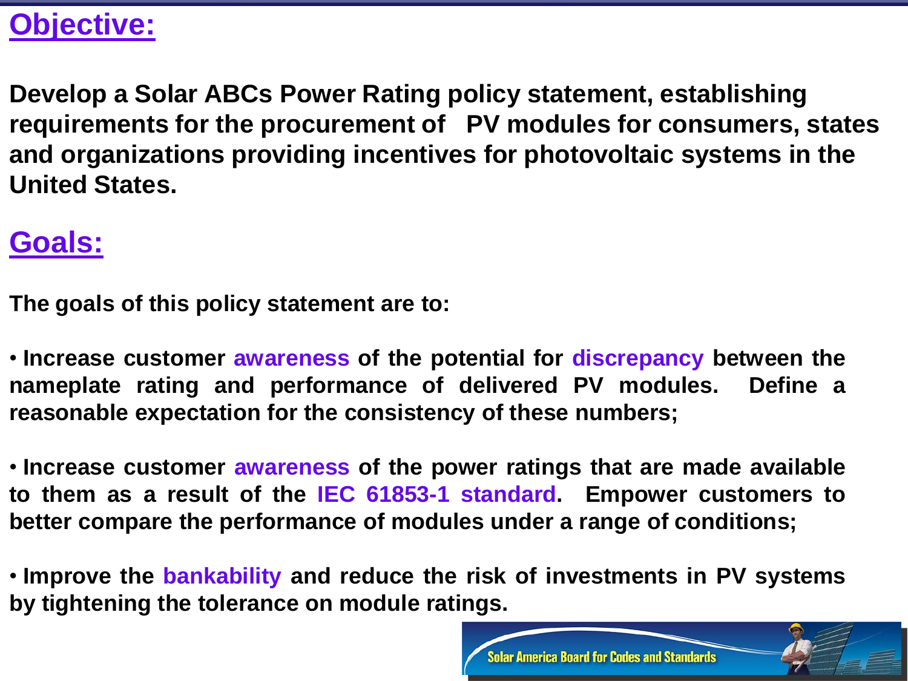## Objective:

**Develop a Solar ABCs Power Rating policy statement, establishing requirements for the procurement of PV modules for consumers, states and organizations providing incentives for photovoltaic systems in the United States.**

## Goals:

**The goals of this policy statement are to:**

- **Increase customer awareness of the potential for discrepancy between the nameplate rating and performance of delivered PV modules. Define a reasonable expectation for the consistency of these numbers;**

- **Increase customer awareness of the power ratings that are made available to them as a result of the IEC 61853-1 standard. Empower customers to better compare the performance of modules under a range of conditions;**

- **Improve the bankability and reduce the risk of investments in PV systems by tightening the tolerance on module ratings.**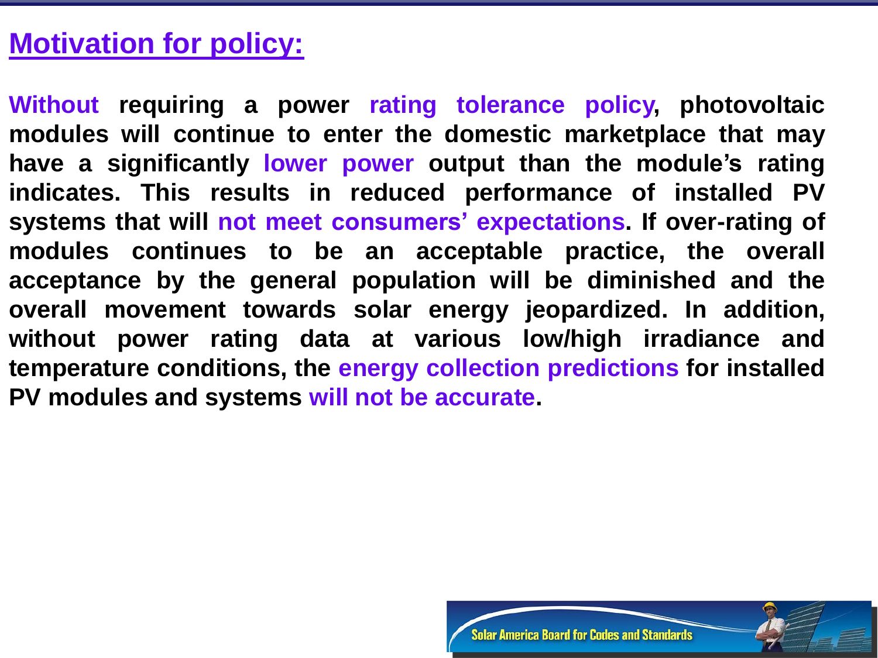## Motivation for policy:

**Without requiring a power rating tolerance policy, photovoltaic modules will continue to enter the domestic marketplace that may have a significantly lower power output than the module's rating indicates. This results in reduced performance of installed PV systems that will not meet consumers' expectations. If over-rating of modules continues to be an acceptable practice, the overall acceptance by the general population will be diminished and the overall movement towards solar energy jeopardized. In addition, without power rating data at various low/high irradiance and temperature conditions, the energy collection predictions for installed PV modules and systems will not be accurate.**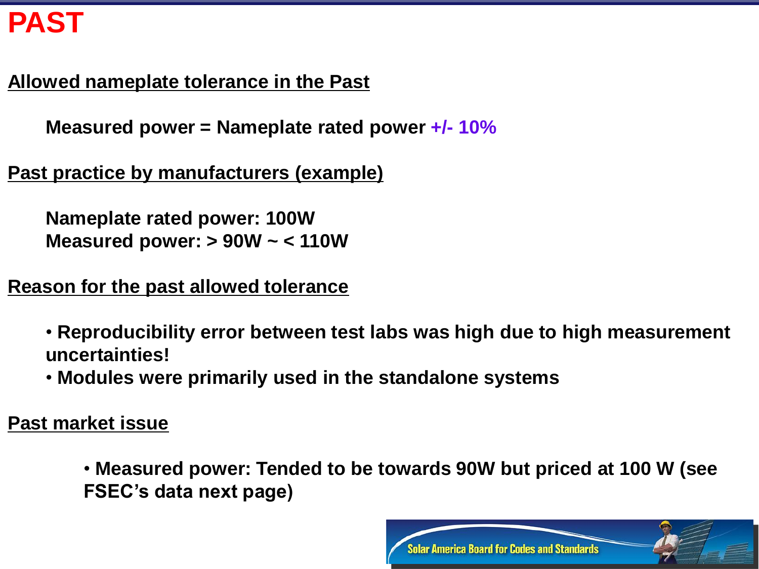# PAST

**Allowed nameplate tolerance in the Past**

**Measured power = Nameplate rated power +/- 10%**

**Past practice by manufacturers (example)**

**Nameplate rated power: 100W**
**Measured power: > 90W ~ < 110W**

**Reason for the past allowed tolerance**

- **Reproducibility error between test labs was high due to high measurement uncertainties!**
- **Modules were primarily used in the standalone systems**

**Past market issue**

- **Measured power: Tended to be towards 90W but priced at 100 W (see FSEC's data next page)**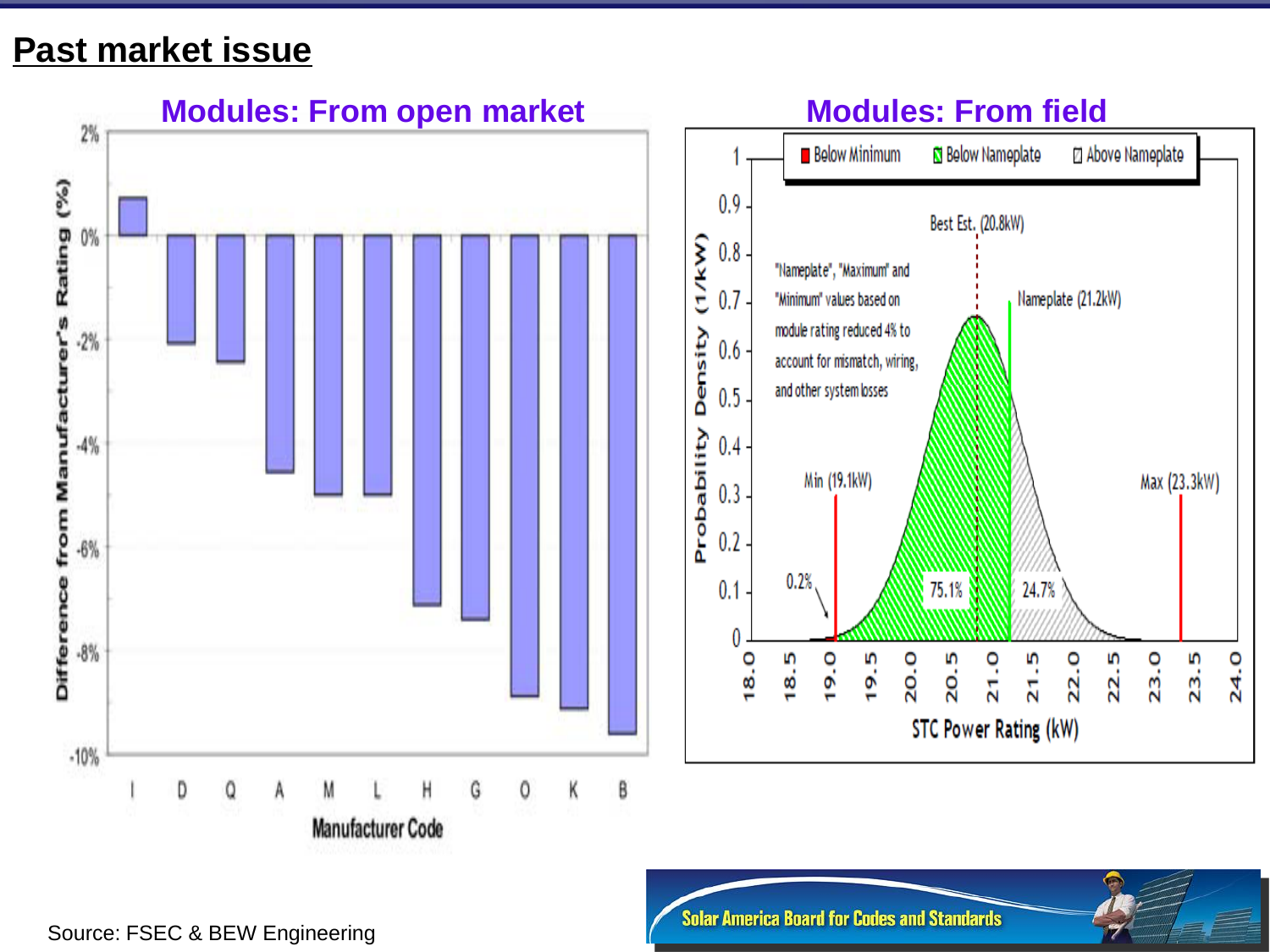# Past market issue

## Modules: From open market

Difference from Manufacturer's Rating (%)

2%, 0%, -2%, -4%, -6%, -8%, -10%

Manufacturer Code: I, D, Q, A, M, L, H, G, O, K, B

## Modules: From field

Below Minimum | Below Nameplate | Above Nameplate

Best Est. (20.8kW)

"Nameplate", "Maximum" and "Minimum" values based on module rating reduced 4% to account for mismatch, wiring, and other system losses

Nameplate (21.2kW)

Min (19.1kW)

Max (23.3kW)

0.2%

75.1%

24.7%

Probability Density (1/kW)

STC Power Rating (kW)

Source: FSEC & BEW Engineering

Solar America Board for Codes and Standards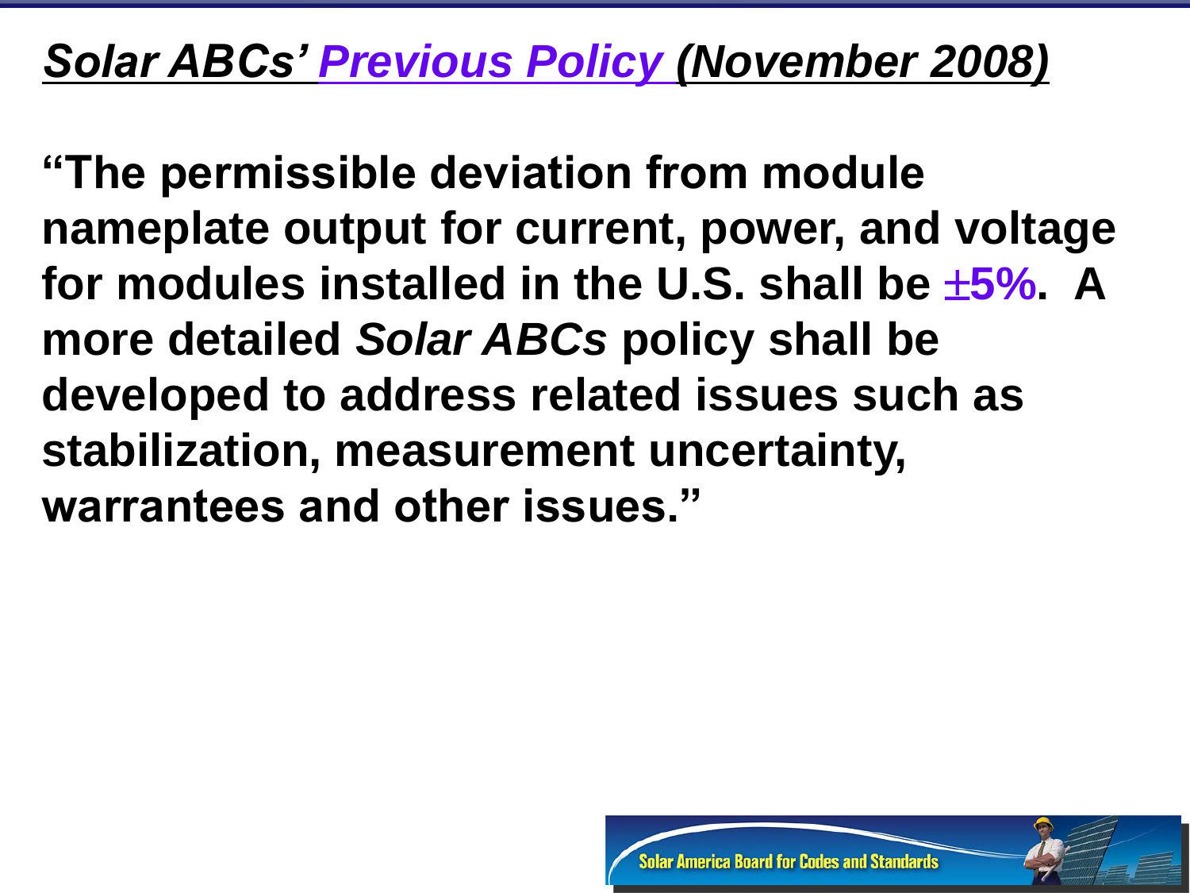## *Solar ABCs' Previous Policy (November 2008)*

**"The permissible deviation from module nameplate output for current, power, and voltage for modules installed in the U.S. shall be ±5%. A more detailed *Solar ABCs* policy shall be developed to address related issues such as stabilization, measurement uncertainty, warrantees and other issues."**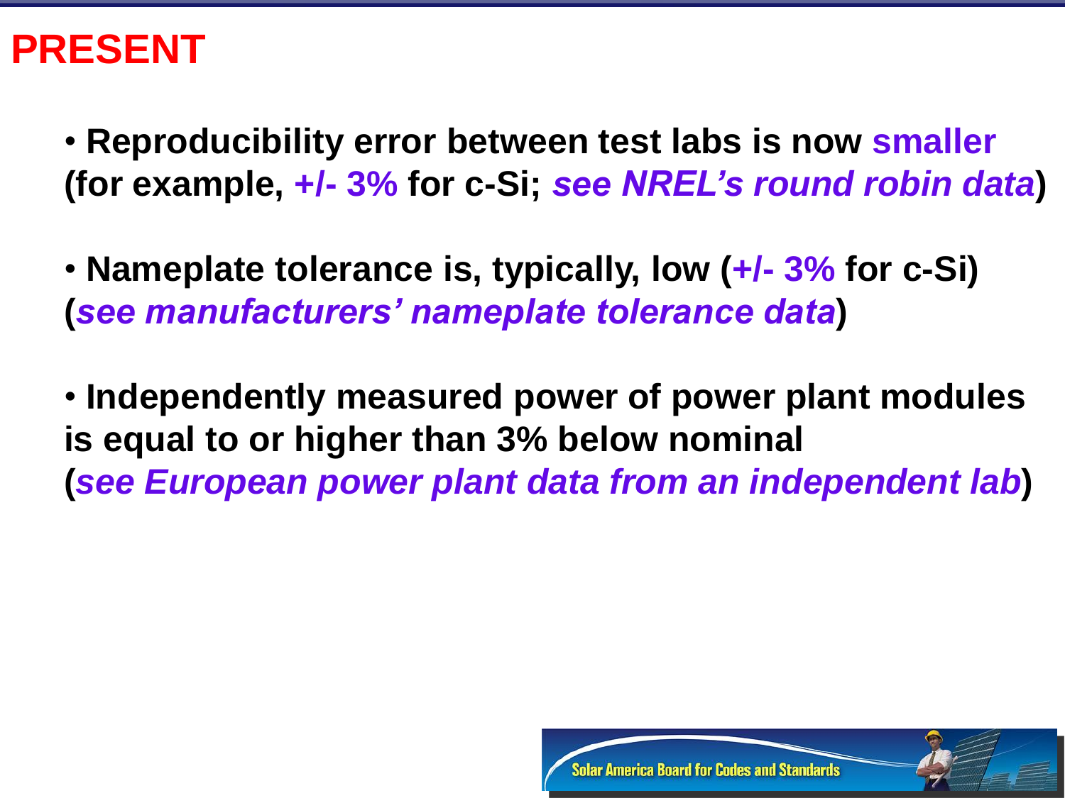# PRESENT

- **Reproducibility error between test labs is now smaller (for example, +/- 3% for c-Si; *see NREL's round robin data*)**

- **Nameplate tolerance is, typically, low (+/- 3% for c-Si) (*see manufacturers' nameplate tolerance data*)**

- **Independently measured power of power plant modules is equal to or higher than 3% below nominal (*see European power plant data from an independent lab*)**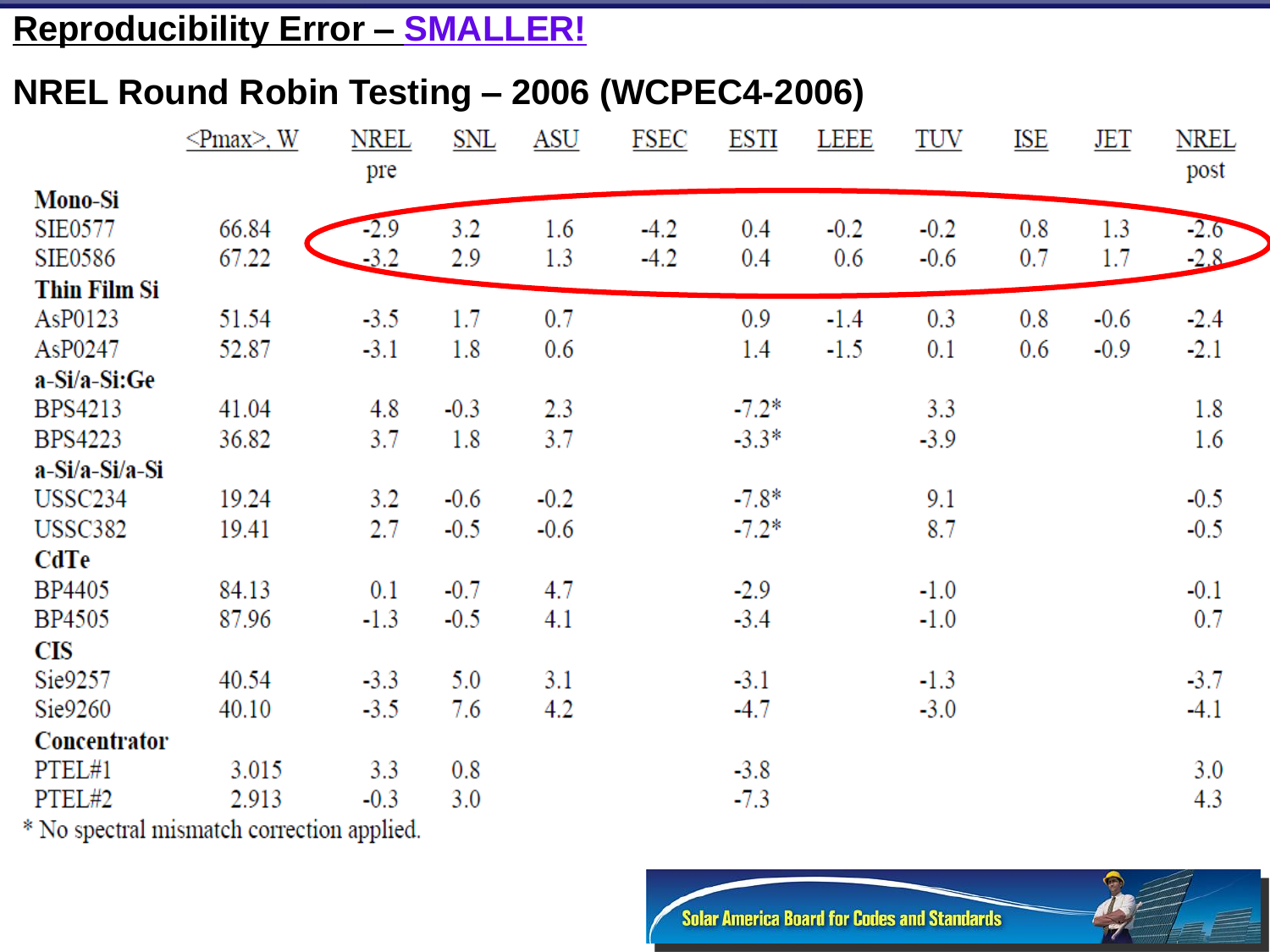# Reproducibility Error – SMALLER!

## NREL Round Robin Testing – 2006 (WCPEC4-2006)

| | <Pmax>, W | NREL pre | SNL | ASU | FSEC | ESTI | LEEE | TUV | ISE | JET | NREL post |
|---|---|---|---|---|---|---|---|---|---|---|---|
| **Mono-Si** | | | | | | | | | | | |
| SIE0577 | 66.84 | -2.9 | 3.2 | 1.6 | -4.2 | 0.4 | -0.2 | -0.2 | 0.8 | 1.3 | -2.6 |
| SIE0586 | 67.22 | -3.2 | 2.9 | 1.3 | -4.2 | 0.4 | 0.6 | -0.6 | 0.7 | 1.7 | -2.8 |
| **Thin Film Si** | | | | | | | | | | | |
| AsP0123 | 51.54 | -3.5 | 1.7 | 0.7 | | 0.9 | -1.4 | 0.3 | 0.8 | -0.6 | -2.4 |
| AsP0247 | 52.87 | -3.1 | 1.8 | 0.6 | | 1.4 | -1.5 | 0.1 | 0.6 | -0.9 | -2.1 |
| **a-Si/a-Si:Ge** | | | | | | | | | | | |
| BPS4213 | 41.04 | 4.8 | -0.3 | 2.3 | | -7.2* | | 3.3 | | | 1.8 |
| BPS4223 | 36.82 | 3.7 | 1.8 | 3.7 | | -3.3* | | -3.9 | | | 1.6 |
| **a-Si/a-Si/a-Si** | | | | | | | | | | | |
| USSC234 | 19.24 | 3.2 | -0.6 | -0.2 | | -7.8* | | 9.1 | | | -0.5 |
| USSC382 | 19.41 | 2.7 | -0.5 | -0.6 | | -7.2* | | 8.7 | | | -0.5 |
| **CdTe** | | | | | | | | | | | |
| BP4405 | 84.13 | 0.1 | -0.7 | 4.7 | | -2.9 | | -1.0 | | | -0.1 |
| BP4505 | 87.96 | -1.3 | -0.5 | 4.1 | | -3.4 | | -1.0 | | | 0.7 |
| **CIS** | | | | | | | | | | | |
| Sie9257 | 40.54 | -3.3 | 5.0 | 3.1 | | -3.1 | | -1.3 | | | -3.7 |
| Sie9260 | 40.10 | -3.5 | 7.6 | 4.2 | | -4.7 | | -3.0 | | | -4.1 |
| **Concentrator** | | | | | | | | | | | |
| PTEL#1 | 3.015 | 3.3 | 0.8 | | | -3.8 | | | | | 3.0 |
| PTEL#2 | 2.913 | -0.3 | 3.0 | | | -7.3 | | | | | 4.3 |

* No spectral mismatch correction applied.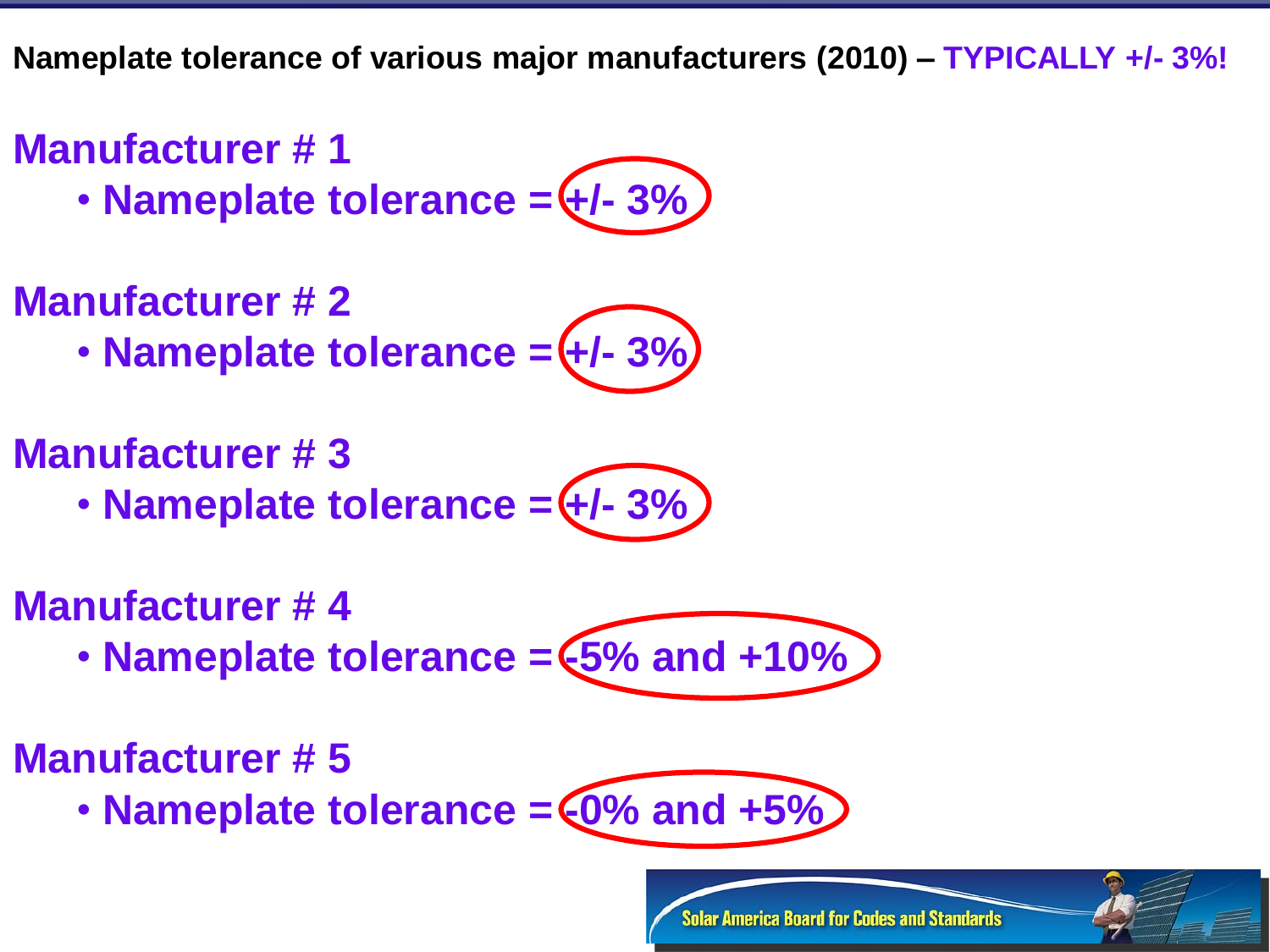**Nameplate tolerance of various major manufacturers (2010) – TYPICALLY +/- 3%!**

## Manufacturer # 1

- Nameplate tolerance = +/- 3%

## Manufacturer # 2

- Nameplate tolerance = +/- 3%

## Manufacturer # 3

- Nameplate tolerance = +/- 3%

## Manufacturer # 4

- Nameplate tolerance = -5% and +10%

## Manufacturer # 5

- Nameplate tolerance = -0% and +5%

Solar America Board for Codes and Standards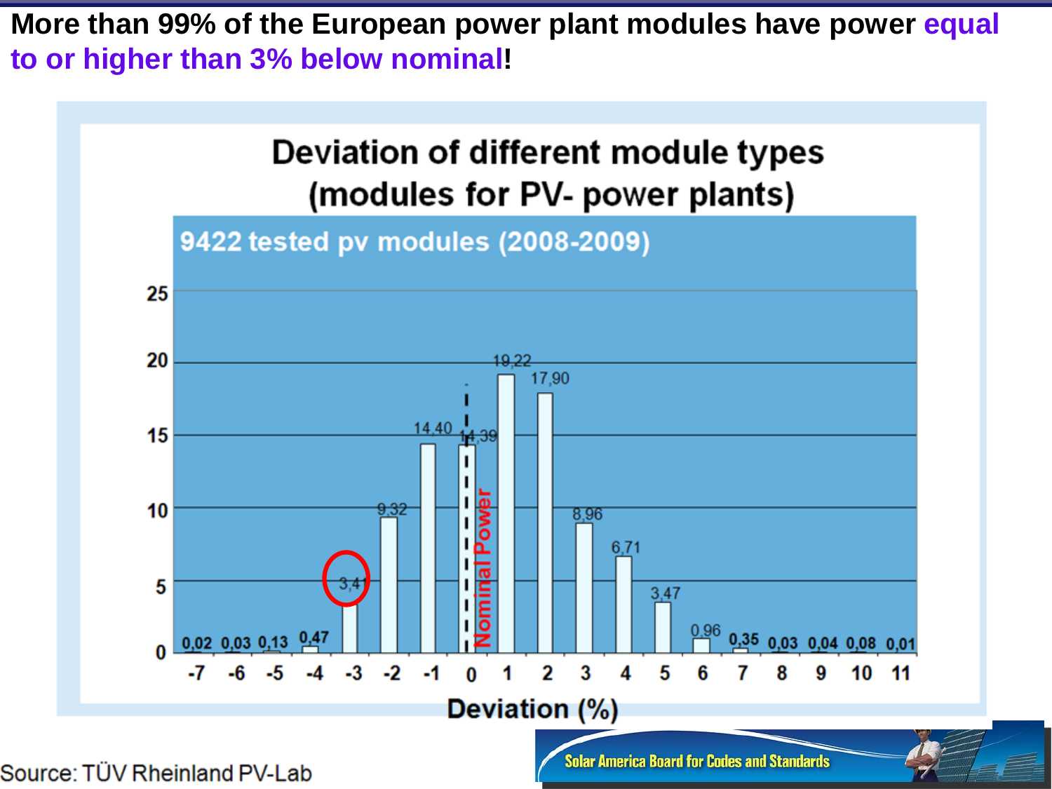**More than 99% of the European power plant modules have power equal to or higher than 3% below nominal!**

**Deviation of different module types (modules for PV- power plants)**

9422 tested pv modules (2008-2009)

| Deviation (%) | -7 | -6 | -5 | -4 | -3 | -2 | -1 | 0 | 1 | 2 | 3 | 4 | 5 | 6 | 7 | 8 | 9 | 10 | 11 |
|---|---|---|---|---|---|---|---|---|---|---|---|---|---|---|---|---|---|---|---|
| Share (%) | 0,02 | 0,03 | 0,13 | 0,47 | 3,41 | 9,32 | 14,40 | 14,39 | 19,22 | 17,90 | 8,96 | 6,71 | 3,47 | 0,96 | 0,35 | 0,03 | 0,04 | 0,08 | 0,01 |

Nominal Power

Source: TÜV Rheinland PV-Lab

Solar America Board for Codes and Standards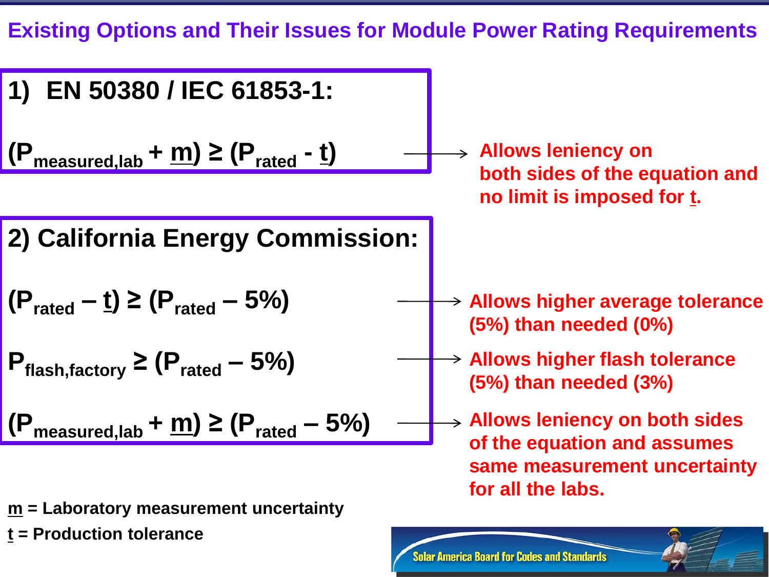# Existing Options and Their Issues for Module Power Rating Requirements

## 1) EN 50380 / IEC 61853-1:

$$(P_{measured,lab} + \underline{m}) \geq (P_{rated} - \underline{t})$$

→ Allows leniency on both sides of the equation and no limit is imposed for t.

## 2) California Energy Commission:

$$(P_{rated} - \underline{t}) \geq (P_{rated} - 5\%)$$

→ Allows higher average tolerance (5%) than needed (0%)

$$P_{flash,factory} \geq (P_{rated} - 5\%)$$

→ Allows higher flash tolerance (5%) than needed (3%)

$$(P_{measured,lab} + \underline{m}) \geq (P_{rated} - 5\%)$$

→ Allows leniency on both sides of the equation and assumes same measurement uncertainty for all the labs.

**m** = Laboratory measurement uncertainty

**t** = Production tolerance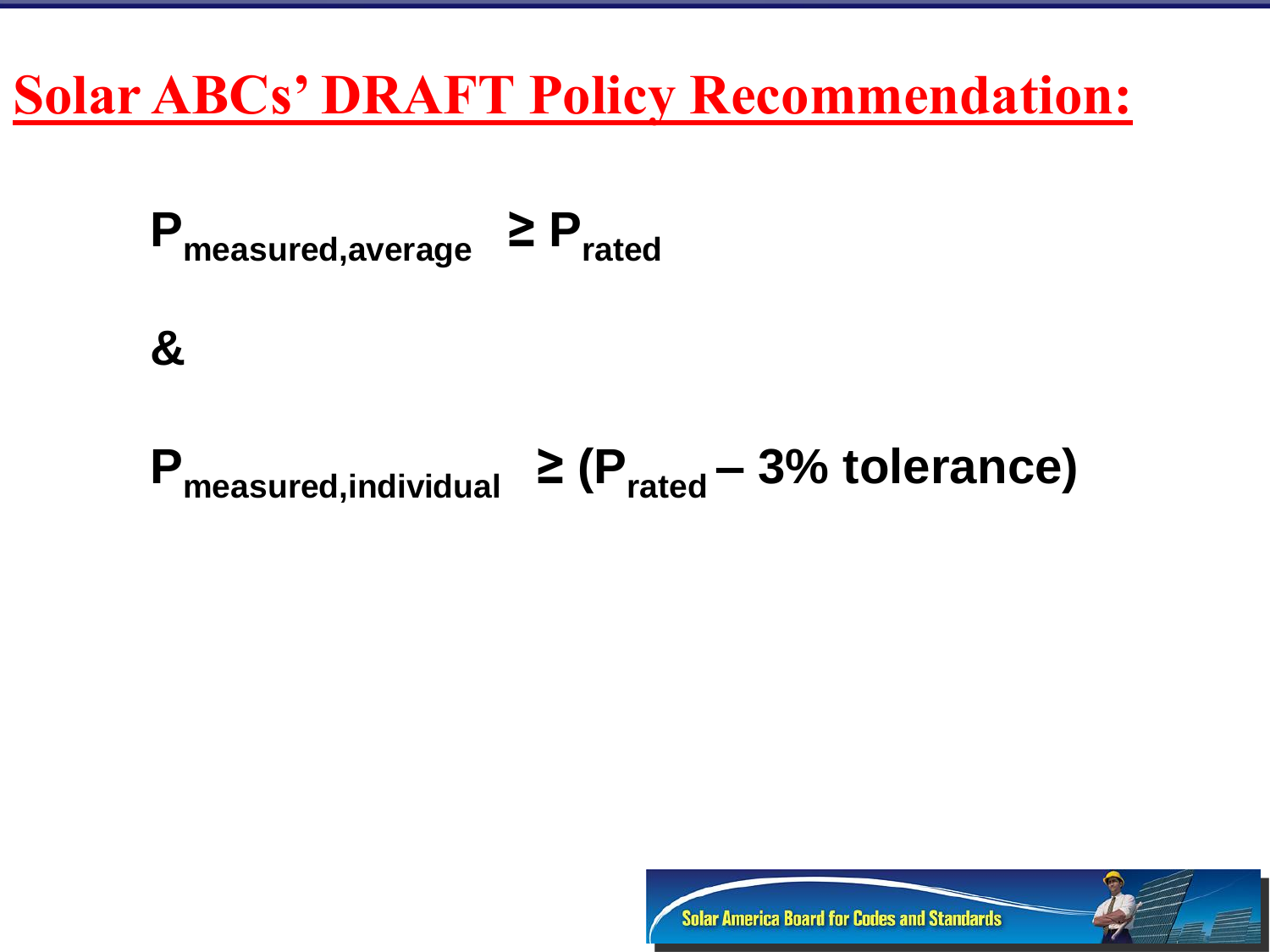# Solar ABCs' DRAFT Policy Recommendation:

$$P_{measured,average} \geq P_{rated}$$

&

$$P_{measured,individual} \geq (P_{rated} - 3\% \text{ tolerance})$$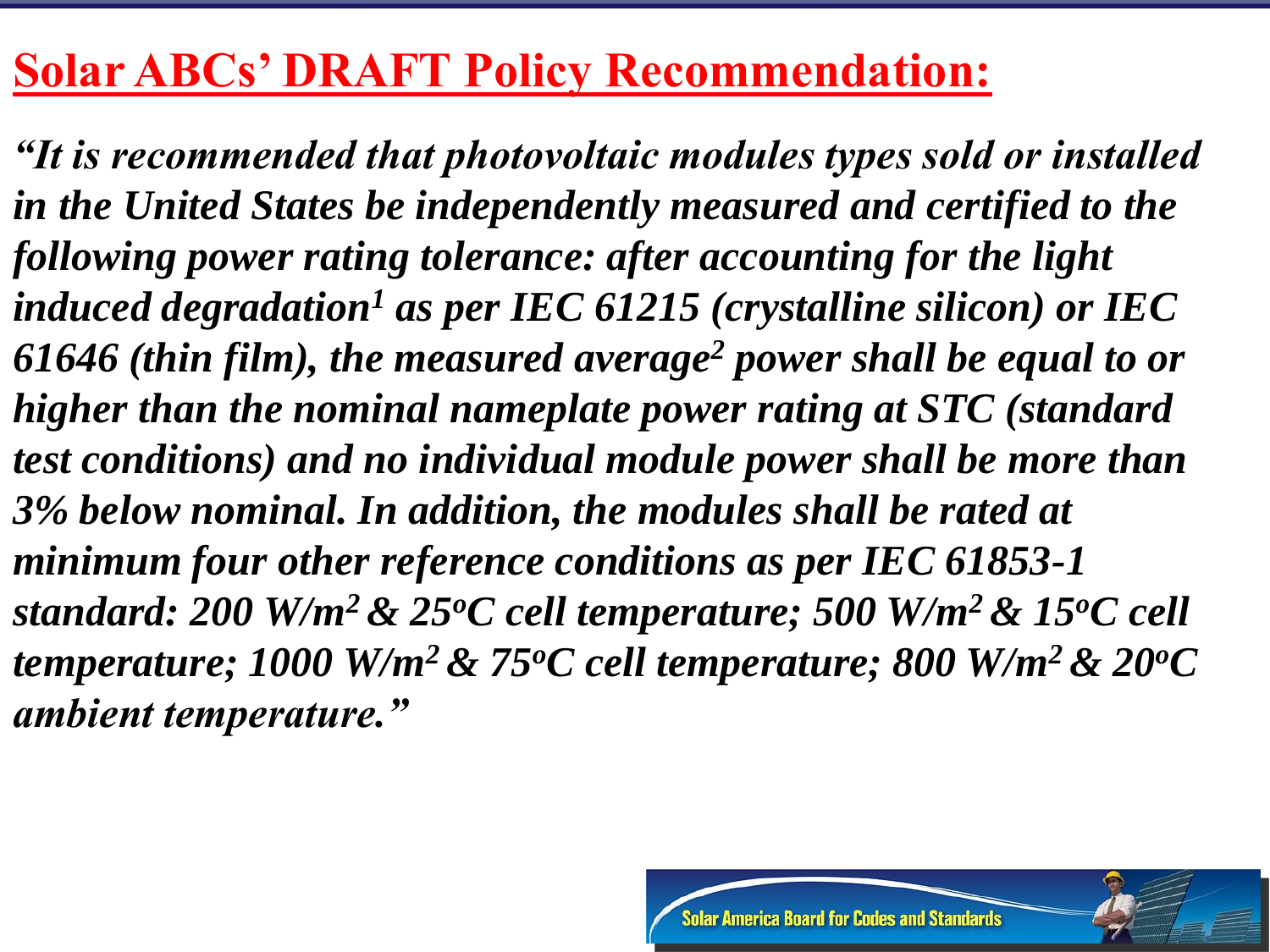# Solar ABCs' DRAFT Policy Recommendation:

*"It is recommended that photovoltaic modules types sold or installed in the United States be independently measured and certified to the following power rating tolerance: after accounting for the light induced degradation[1] as per IEC 61215 (crystalline silicon) or IEC 61646 (thin film), the measured average[2] power shall be equal to or higher than the nominal nameplate power rating at STC (standard test conditions) and no individual module power shall be more than 3% below nominal. In addition, the modules shall be rated at minimum four other reference conditions as per IEC 61853-1 standard: 200 W/m$^2$ & 25$^o$C cell temperature; 500 W/m$^2$ & 15$^o$C cell temperature; 1000 W/m$^2$ & 75$^o$C cell temperature; 800 W/m$^2$ & 20$^o$C ambient temperature."*

Solar America Board for Codes and Standards